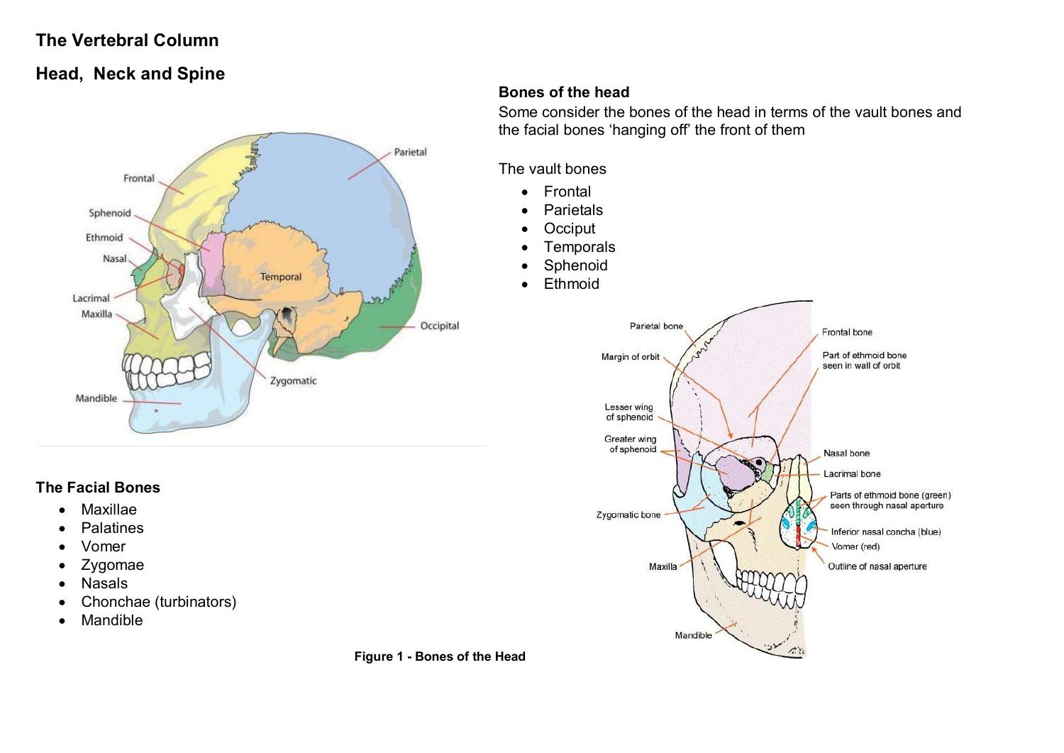## The Vertebral Column

## Head, Neck and Spine

### Bones of the head

Some consider the bones of the head in terms of the vault bones and the facial bones 'hanging off' the front of them

The vault bones

- Frontal
- Parietals
- Occiput
- Temporals
- Sphenoid
- Ethmoid

### The Facial Bones

- Maxillae
- Palatines
- Vomer
- Zygomae
- Nasals
- Chonchae (turbinators)
- Mandible

**Figure 1 - Bones of the Head**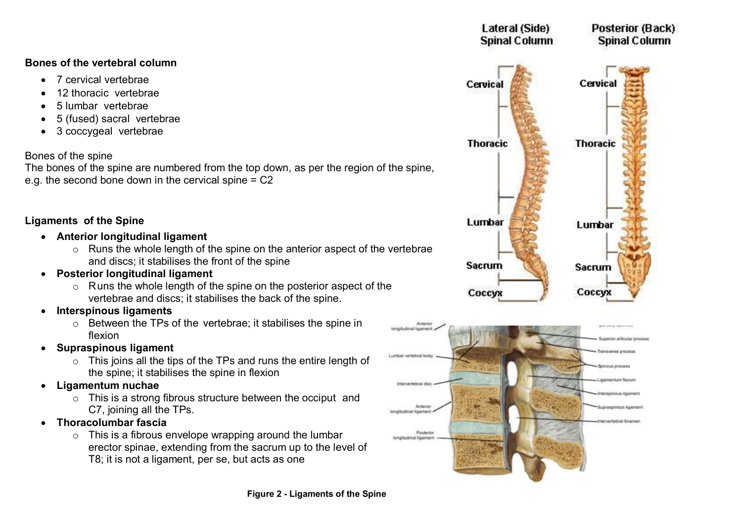**Bones of the vertebral column**

- 7 cervical vertebrae
- 12 thoracic vertebrae
- 5 lumbar vertebrae
- 5 (fused) sacral vertebrae
- 3 coccygeal vertebrae

Bones of the spine
The bones of the spine are numbered from the top down, as per the region of the spine, e.g. the second bone down in the cervical spine = C2

**Ligaments of the Spine**

- **Anterior longitudinal ligament**
  - Runs the whole length of the spine on the anterior aspect of the vertebrae and discs; it stabilises the front of the spine
- **Posterior longitudinal ligament**
  - Runs the whole length of the spine on the posterior aspect of the vertebrae and discs; it stabilises the back of the spine.
- **Interspinous ligaments**
  - Between the TPs of the vertebrae; it stabilises the spine in flexion
- **Supraspinous ligament**
  - This joins all the tips of the TPs and runs the entire length of the spine; it stabilises the spine in flexion
- **Ligamentum nuchae**
  - This is a strong fibrous structure between the occiput and C7, joining all the TPs.
- **Thoracolumbar fascia**
  - This is a fibrous envelope wrapping around the lumbar erector spinae, extending from the sacrum up to the level of T8; it is not a ligament, per se, but acts as one

**Figure 2 - Ligaments of the Spine**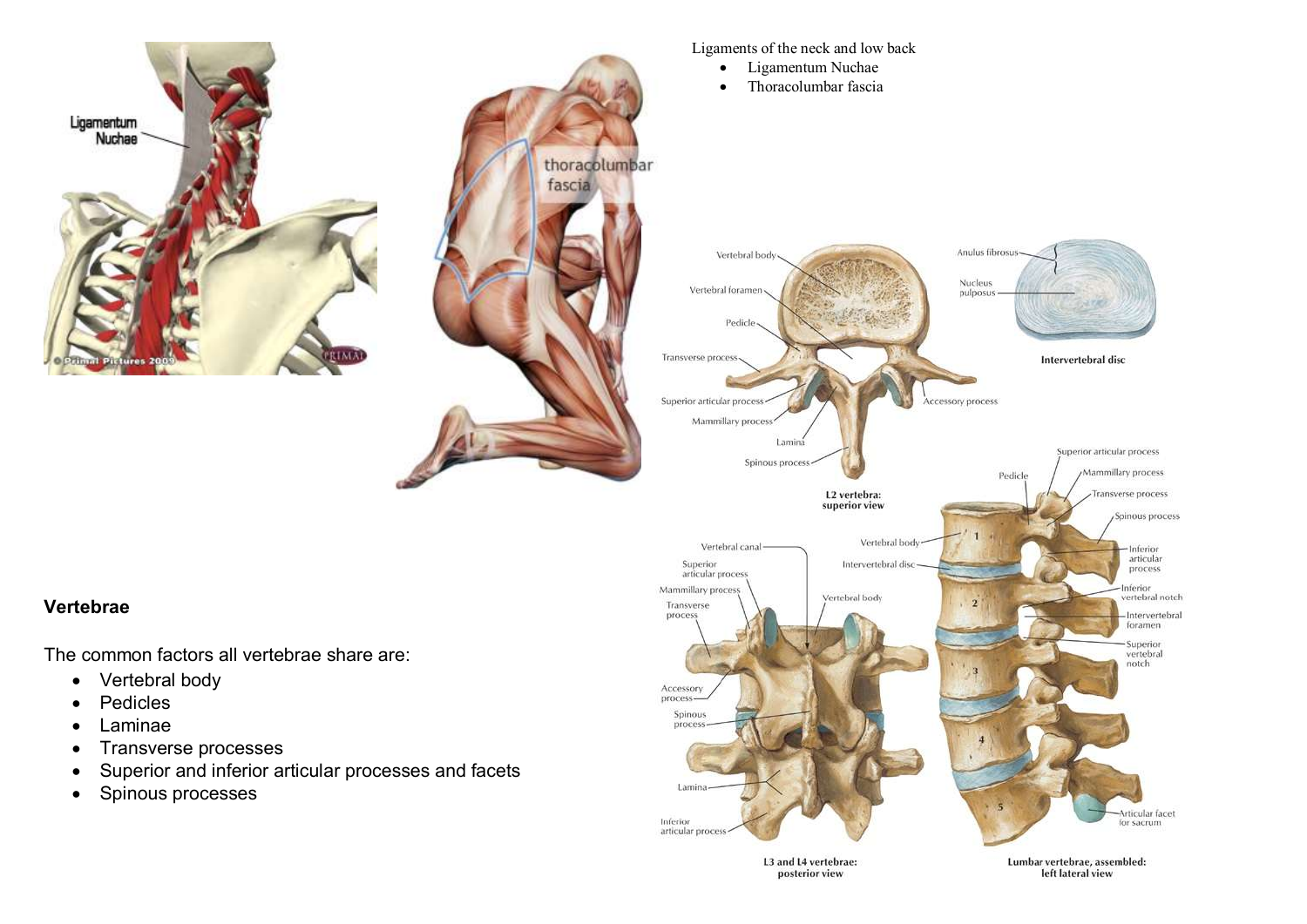Ligaments of the neck and low back

- Ligamentum Nuchae
- Thoracolumbar fascia

## Vertebrae

The common factors all vertebrae share are:

- Vertebral body
- Pedicles
- Laminae
- Transverse processes
- Superior and inferior articular processes and facets
- Spinous processes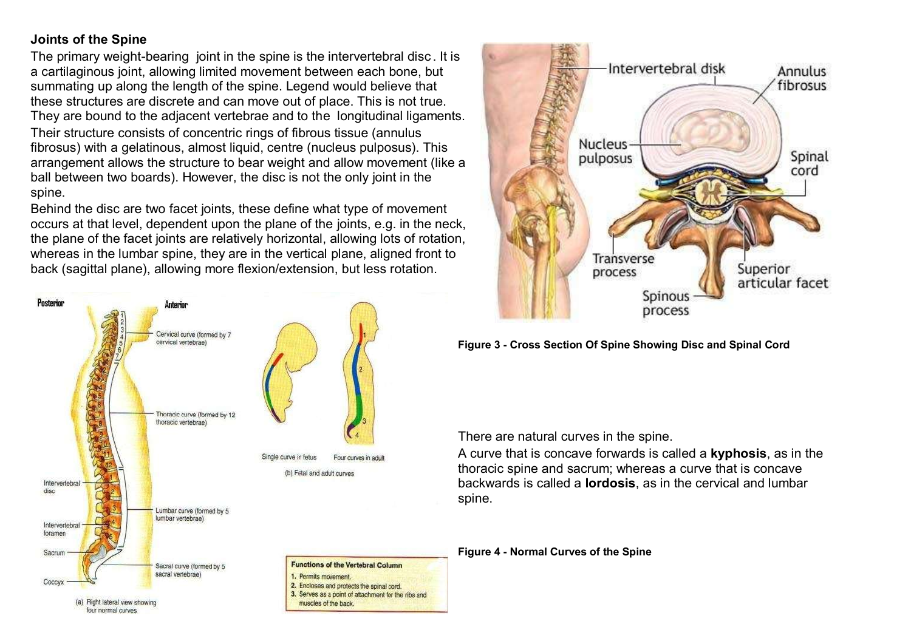**Joints of the Spine**

The primary weight-bearing joint in the spine is the intervertebral disc. It is a cartilaginous joint, allowing limited movement between each bone, but summating up along the length of the spine. Legend would believe that these structures are discrete and can move out of place. This is not true. They are bound to the adjacent vertebrae and to the longitudinal ligaments.

Their structure consists of concentric rings of fibrous tissue (annulus fibrosus) with a gelatinous, almost liquid, centre (nucleus pulposus). This arrangement allows the structure to bear weight and allow movement (like a ball between two boards). However, the disc is not the only joint in the spine.

Behind the disc are two facet joints, these define what type of movement occurs at that level, dependent upon the plane of the joints, e.g. in the neck, the plane of the facet joints are relatively horizontal, allowing lots of rotation, whereas in the lumbar spine, they are in the vertical plane, aligned front to back (sagittal plane), allowing more flexion/extension, but less rotation.

**Figure 3 - Cross Section Of Spine Showing Disc and Spinal Cord**

There are natural curves in the spine.

A curve that is concave forwards is called a **kyphosis**, as in the thoracic spine and sacrum; whereas a curve that is concave backwards is called a **lordosis**, as in the cervical and lumbar spine.

**Figure 4 - Normal Curves of the Spine**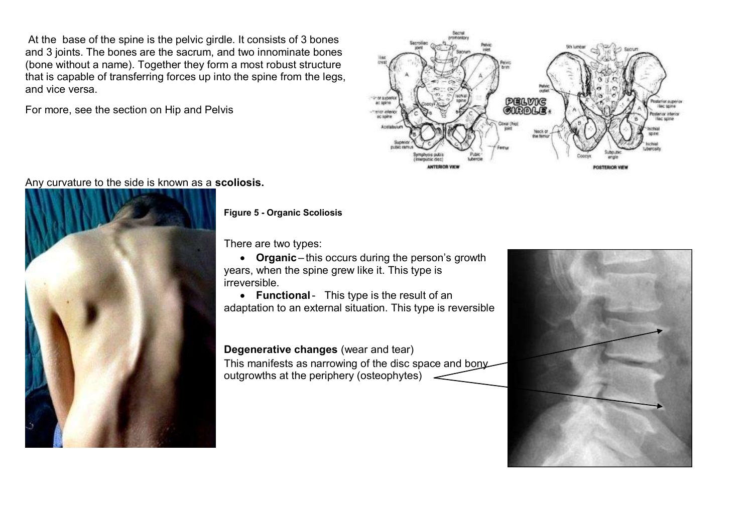At the base of the spine is the pelvic girdle. It consists of 3 bones and 3 joints. The bones are the sacrum, and two innominate bones (bone without a name). Together they form a most robust structure that is capable of transferring forces up into the spine from the legs, and vice versa.

For more, see the section on Hip and Pelvis

Any curvature to the side is known as a **scoliosis.**

**Figure 5 - Organic Scoliosis**

There are two types:

- **Organic** – this occurs during the person's growth years, when the spine grew like it. This type is irreversible.
- **Functional** - This type is the result of an adaptation to an external situation. This type is reversible

**Degenerative changes** (wear and tear)

This manifests as narrowing of the disc space and bony outgrowths at the periphery (osteophytes)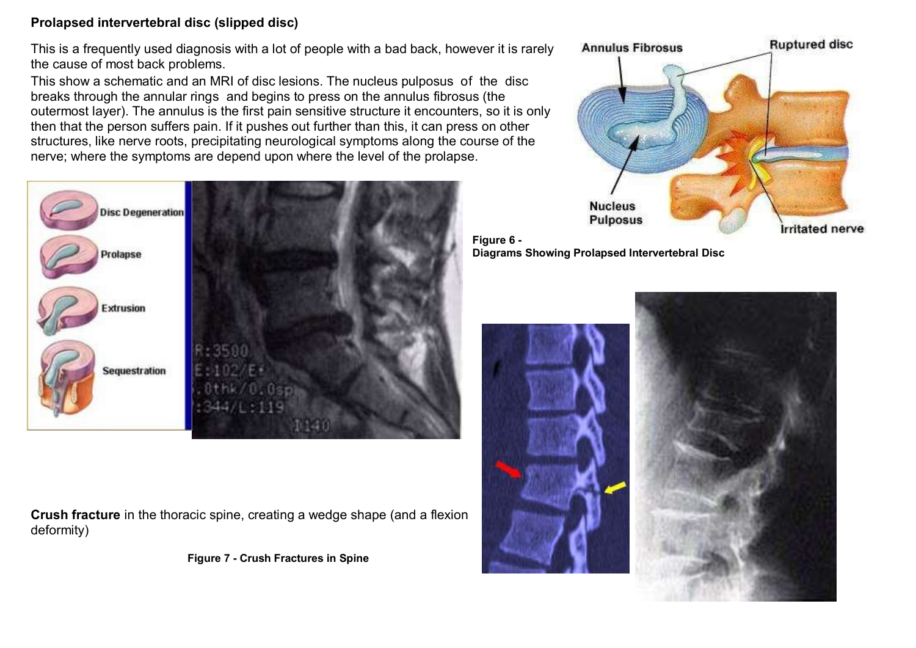**Prolapsed intervertebral disc (slipped disc)**

This is a frequently used diagnosis with a lot of people with a bad back, however it is rarely the cause of most back problems.

This show a schematic and an MRI of disc lesions. The nucleus pulposus of the disc breaks through the annular rings and begins to press on the annulus fibrosus (the outermost layer). The annulus is the first pain sensitive structure it encounters, so it is only then that the person suffers pain. If it pushes out further than this, it can press on other structures, like nerve roots, precipitating neurological symptoms along the course of the nerve; where the symptoms are depend upon where the level of the prolapse.

**Figure 6 - Diagrams Showing Prolapsed Intervertebral Disc**

**Crush fracture** in the thoracic spine, creating a wedge shape (and a flexion deformity)

**Figure 7 - Crush Fractures in Spine**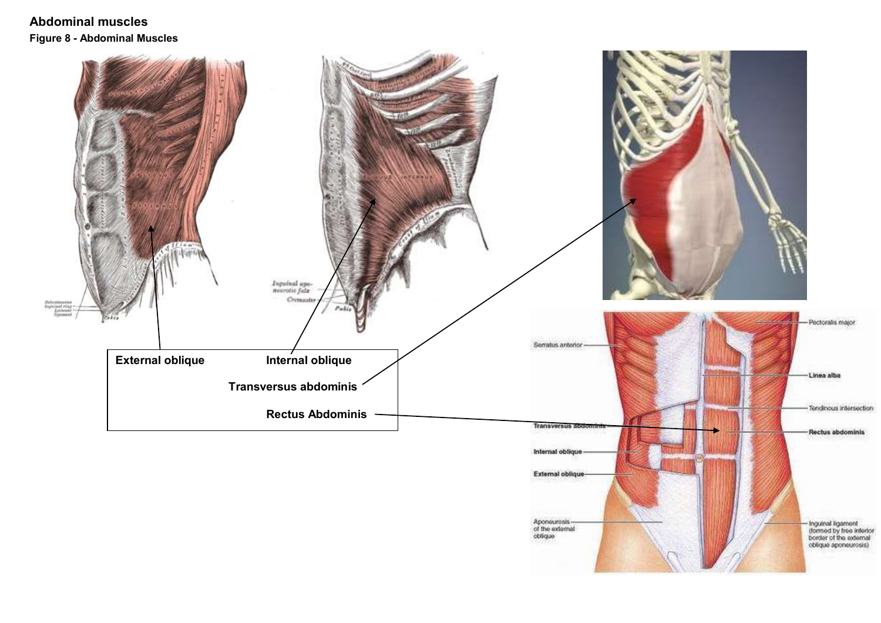## Abdominal muscles

**Figure 8 - Abdominal Muscles**

**External oblique**

**Internal oblique**

**Transversus abdominis**

**Rectus Abdominis**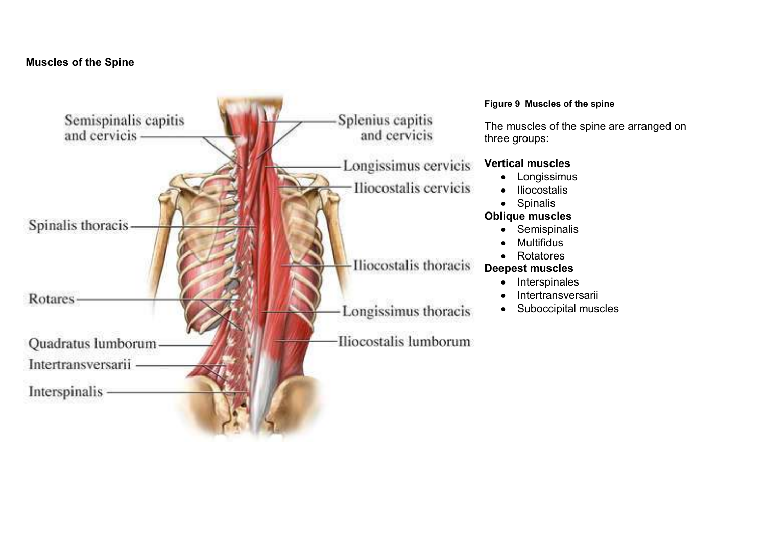**Muscles of the Spine**

**Figure 9 Muscles of the spine**

The muscles of the spine are arranged on three groups:

**Vertical muscles**

- Longissimus
- Iliocostalis
- Spinalis

**Oblique muscles**

- Semispinalis
- Multifidus
- Rotatores

**Deepest muscles**

- Interspinales
- Intertransversarii
- Suboccipital muscles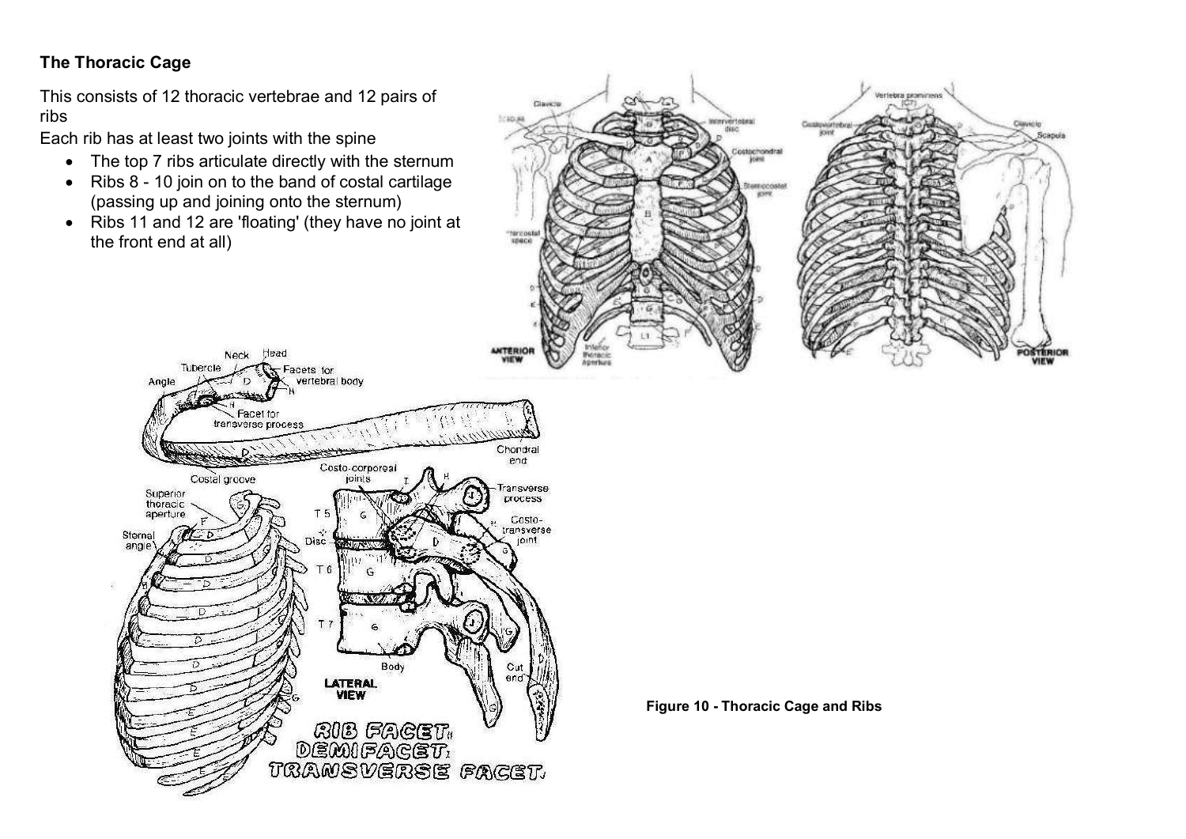**The Thoracic Cage**

This consists of 12 thoracic vertebrae and 12 pairs of ribs

Each rib has at least two joints with the spine

- The top 7 ribs articulate directly with the sternum
- Ribs 8 - 10 join on to the band of costal cartilage (passing up and joining onto the sternum)
- Ribs 11 and 12 are 'floating' (they have no joint at the front end at all)

**Figure 10 - Thoracic Cage and Ribs**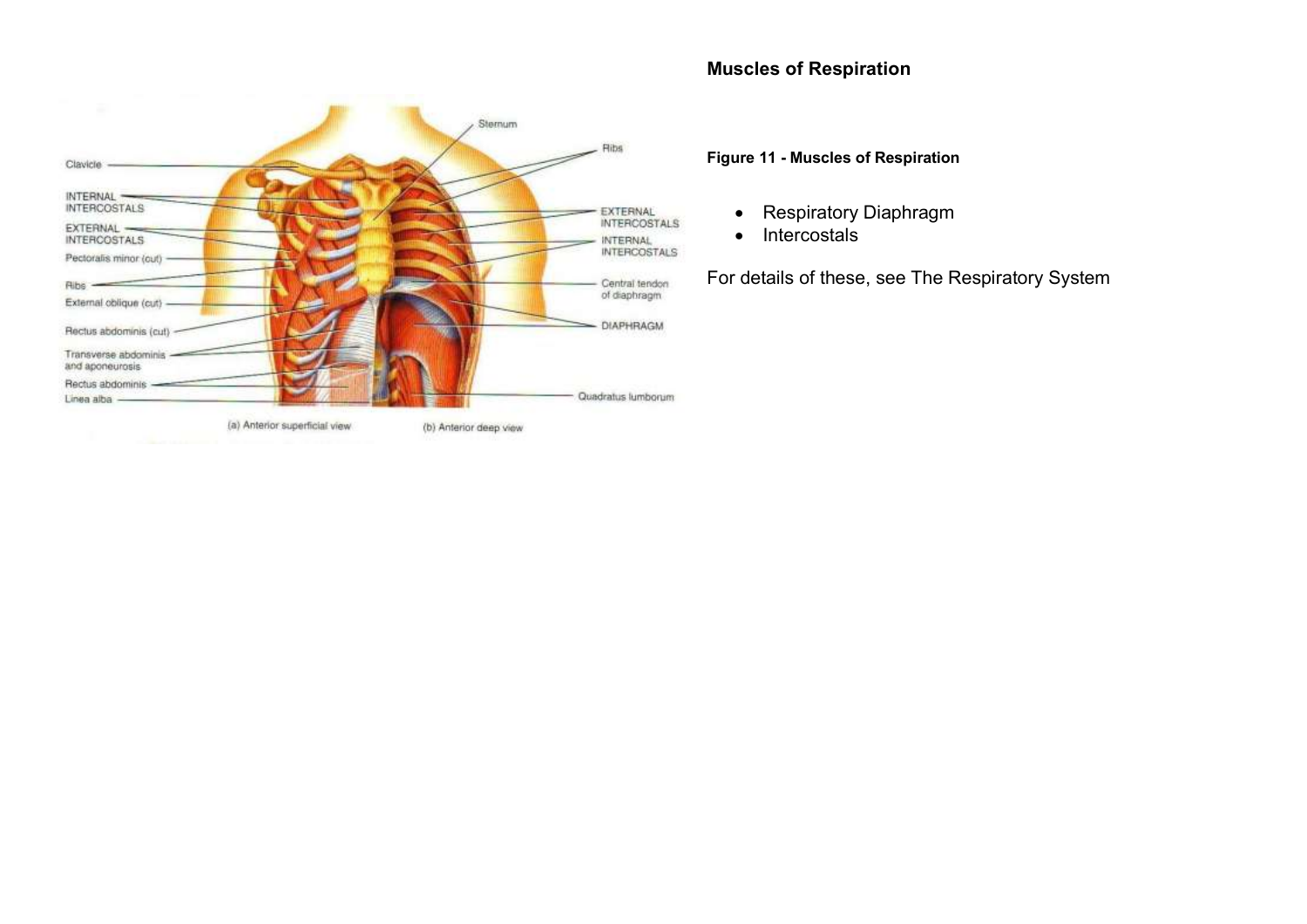## Muscles of Respiration

**Figure 11 - Muscles of Respiration**

- Respiratory Diaphragm
- Intercostals

For details of these, see The Respiratory System